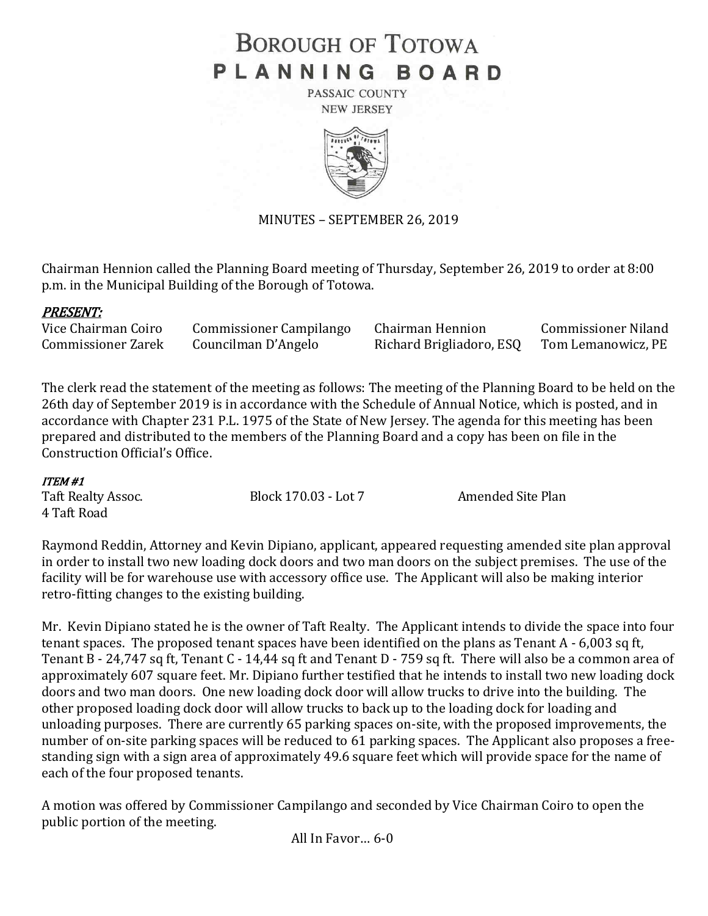# BOROUGH OF TOTOWA PLANNING BOARD

PASSAIC COUNTY
NEW JERSEY

MINUTES – SEPTEMBER 26, 2019

Chairman Hennion called the Planning Board meeting of Thursday, September 26, 2019 to order at 8:00 p.m. in the Municipal Building of the Borough of Totowa.

***PRESENT:***

| | | | |
|---|---|---|---|
| Vice Chairman Coiro | Commissioner Campilango | Chairman Hennion | Commissioner Niland |
| Commissioner Zarek | Councilman D'Angelo | Richard Brigliadoro, ESQ | Tom Lemanowicz, PE |

The clerk read the statement of the meeting as follows: The meeting of the Planning Board to be held on the 26th day of September 2019 is in accordance with the Schedule of Annual Notice, which is posted, and in accordance with Chapter 231 P.L. 1975 of the State of New Jersey. The agenda for this meeting has been prepared and distributed to the members of the Planning Board and a copy has been on file in the Construction Official's Office.

***ITEM #1***

Taft Realty Assoc. — Block 170.03 - Lot 7 — Amended Site Plan
4 Taft Road

Raymond Reddin, Attorney and Kevin Dipiano, applicant, appeared requesting amended site plan approval in order to install two new loading dock doors and two man doors on the subject premises. The use of the facility will be for warehouse use with accessory office use. The Applicant will also be making interior retro-fitting changes to the existing building.

Mr. Kevin Dipiano stated he is the owner of Taft Realty. The Applicant intends to divide the space into four tenant spaces. The proposed tenant spaces have been identified on the plans as Tenant A - 6,003 sq ft, Tenant B - 24,747 sq ft, Tenant C - 14,44 sq ft and Tenant D - 759 sq ft. There will also be a common area of approximately 607 square feet. Mr. Dipiano further testified that he intends to install two new loading dock doors and two man doors. One new loading dock door will allow trucks to drive into the building. The other proposed loading dock door will allow trucks to back up to the loading dock for loading and unloading purposes. There are currently 65 parking spaces on-site, with the proposed improvements, the number of on-site parking spaces will be reduced to 61 parking spaces. The Applicant also proposes a free-standing sign with a sign area of approximately 49.6 square feet which will provide space for the name of each of the four proposed tenants.

A motion was offered by Commissioner Campilango and seconded by Vice Chairman Coiro to open the public portion of the meeting.

All In Favor… 6-0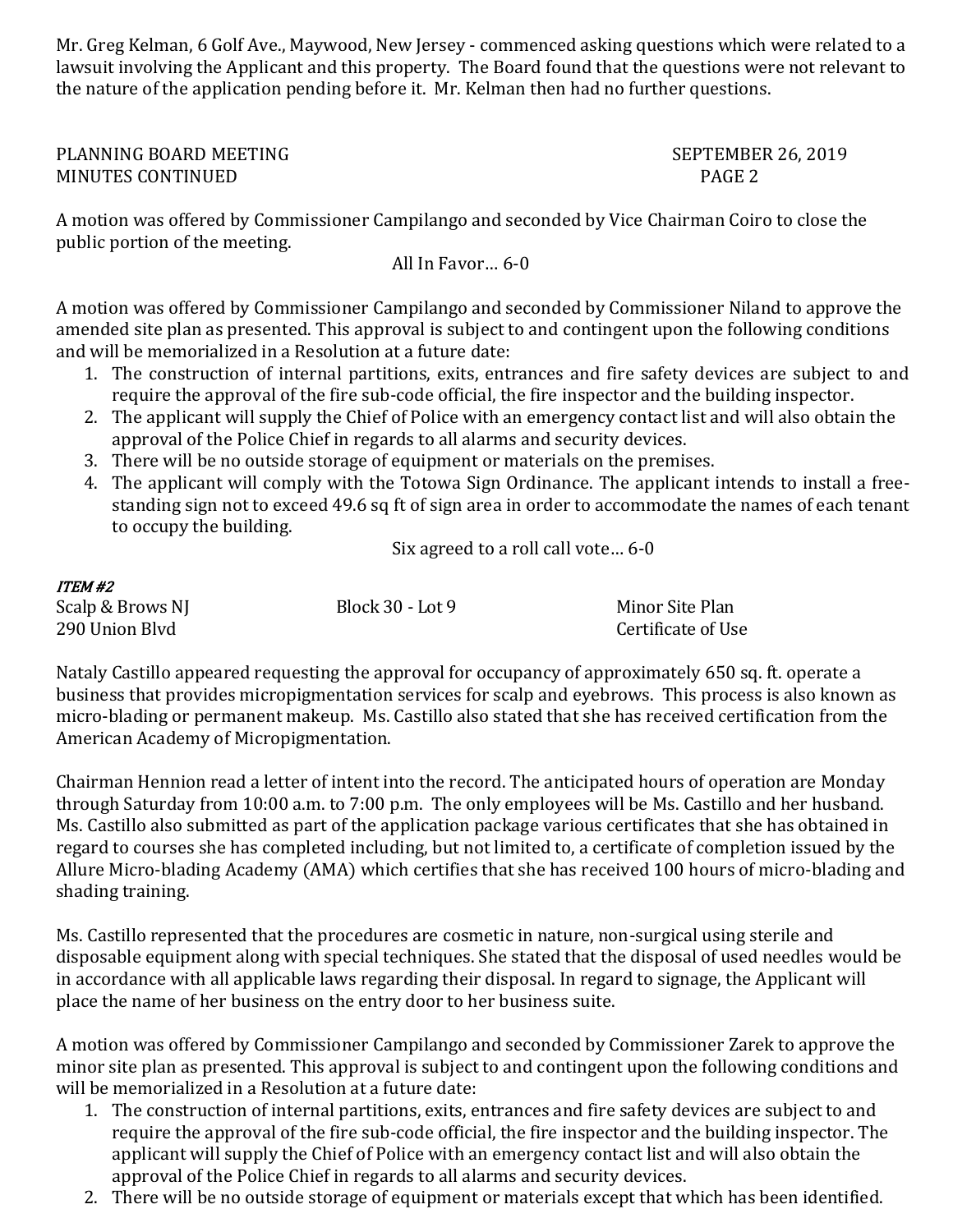Mr. Greg Kelman, 6 Golf Ave., Maywood, New Jersey - commenced asking questions which were related to a lawsuit involving the Applicant and this property. The Board found that the questions were not relevant to the nature of the application pending before it. Mr. Kelman then had no further questions.

A motion was offered by Commissioner Campilango and seconded by Vice Chairman Coiro to close the public portion of the meeting.

All In Favor… 6-0

A motion was offered by Commissioner Campilango and seconded by Commissioner Niland to approve the amended site plan as presented. This approval is subject to and contingent upon the following conditions and will be memorialized in a Resolution at a future date:

1. The construction of internal partitions, exits, entrances and fire safety devices are subject to and require the approval of the fire sub-code official, the fire inspector and the building inspector.
2. The applicant will supply the Chief of Police with an emergency contact list and will also obtain the approval of the Police Chief in regards to all alarms and security devices.
3. There will be no outside storage of equipment or materials on the premises.
4. The applicant will comply with the Totowa Sign Ordinance. The applicant intends to install a free-standing sign not to exceed 49.6 sq ft of sign area in order to accommodate the names of each tenant to occupy the building.

Six agreed to a roll call vote… 6-0

***ITEM #2***

Scalp & Brows NJ — Block 30 - Lot 9 — Minor Site Plan
290 Union Blvd — Certificate of Use

Nataly Castillo appeared requesting the approval for occupancy of approximately 650 sq. ft. operate a business that provides micropigmentation services for scalp and eyebrows. This process is also known as micro-blading or permanent makeup. Ms. Castillo also stated that she has received certification from the American Academy of Micropigmentation.

Chairman Hennion read a letter of intent into the record. The anticipated hours of operation are Monday through Saturday from 10:00 a.m. to 7:00 p.m. The only employees will be Ms. Castillo and her husband. Ms. Castillo also submitted as part of the application package various certificates that she has obtained in regard to courses she has completed including, but not limited to, a certificate of completion issued by the Allure Micro-blading Academy (AMA) which certifies that she has received 100 hours of micro-blading and shading training.

Ms. Castillo represented that the procedures are cosmetic in nature, non-surgical using sterile and disposable equipment along with special techniques. She stated that the disposal of used needles would be in accordance with all applicable laws regarding their disposal. In regard to signage, the Applicant will place the name of her business on the entry door to her business suite.

A motion was offered by Commissioner Campilango and seconded by Commissioner Zarek to approve the minor site plan as presented. This approval is subject to and contingent upon the following conditions and will be memorialized in a Resolution at a future date:

1. The construction of internal partitions, exits, entrances and fire safety devices are subject to and require the approval of the fire sub-code official, the fire inspector and the building inspector. The applicant will supply the Chief of Police with an emergency contact list and will also obtain the approval of the Police Chief in regards to all alarms and security devices.
2. There will be no outside storage of equipment or materials except that which has been identified.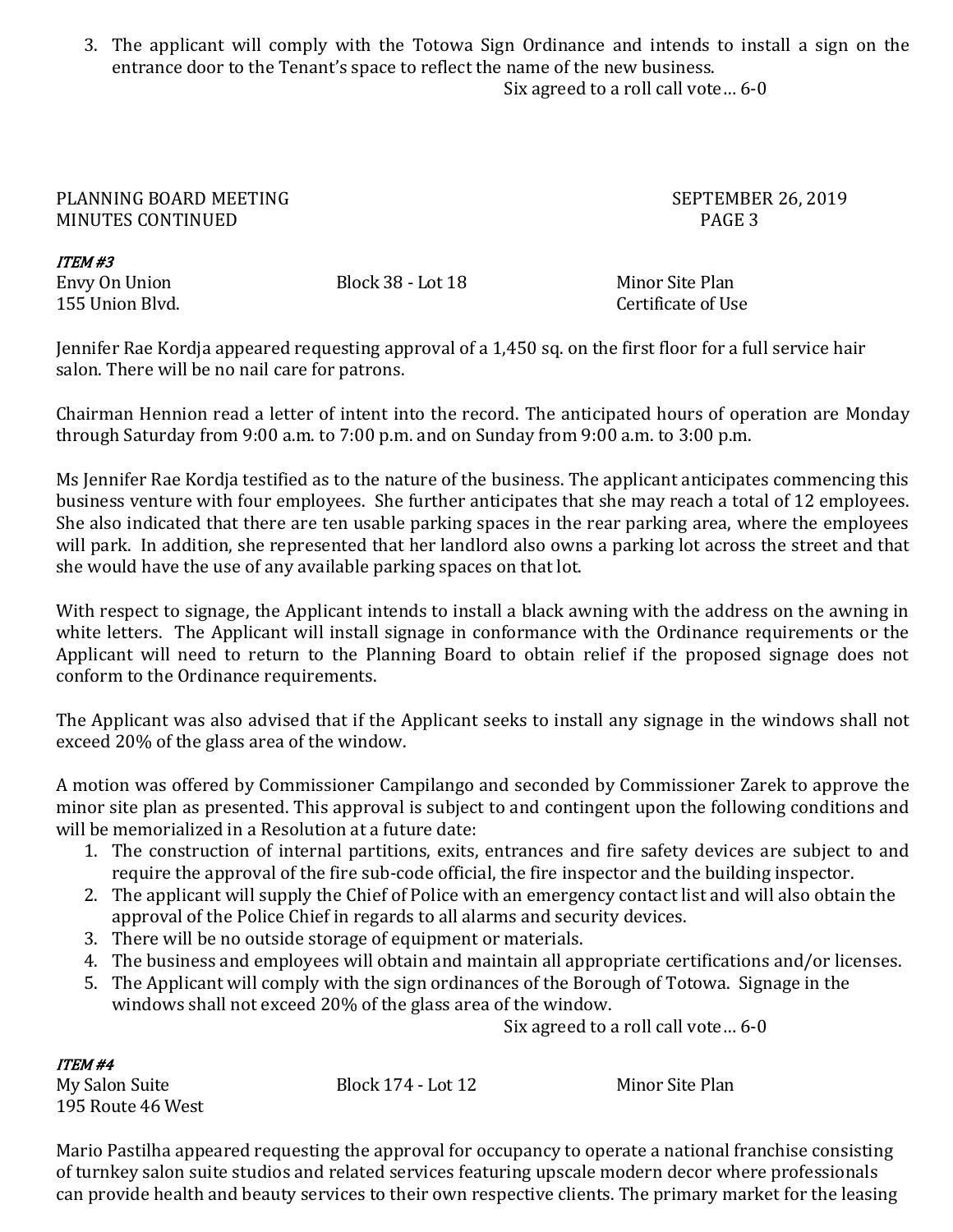3. The applicant will comply with the Totowa Sign Ordinance and intends to install a sign on the entrance door to the Tenant's space to reflect the name of the new business.

Six agreed to a roll call vote… 6-0

***ITEM #3***

Envy On Union — Block 38 - Lot 18 — Minor Site Plan
155 Union Blvd. — Certificate of Use

Jennifer Rae Kordja appeared requesting approval of a 1,450 sq. on the first floor for a full service hair salon. There will be no nail care for patrons.

Chairman Hennion read a letter of intent into the record. The anticipated hours of operation are Monday through Saturday from 9:00 a.m. to 7:00 p.m. and on Sunday from 9:00 a.m. to 3:00 p.m.

Ms Jennifer Rae Kordja testified as to the nature of the business. The applicant anticipates commencing this business venture with four employees. She further anticipates that she may reach a total of 12 employees. She also indicated that there are ten usable parking spaces in the rear parking area, where the employees will park. In addition, she represented that her landlord also owns a parking lot across the street and that she would have the use of any available parking spaces on that lot.

With respect to signage, the Applicant intends to install a black awning with the address on the awning in white letters. The Applicant will install signage in conformance with the Ordinance requirements or the Applicant will need to return to the Planning Board to obtain relief if the proposed signage does not conform to the Ordinance requirements.

The Applicant was also advised that if the Applicant seeks to install any signage in the windows shall not exceed 20% of the glass area of the window.

A motion was offered by Commissioner Campilango and seconded by Commissioner Zarek to approve the minor site plan as presented. This approval is subject to and contingent upon the following conditions and will be memorialized in a Resolution at a future date:

1. The construction of internal partitions, exits, entrances and fire safety devices are subject to and require the approval of the fire sub-code official, the fire inspector and the building inspector.
2. The applicant will supply the Chief of Police with an emergency contact list and will also obtain the approval of the Police Chief in regards to all alarms and security devices.
3. There will be no outside storage of equipment or materials.
4. The business and employees will obtain and maintain all appropriate certifications and/or licenses.
5. The Applicant will comply with the sign ordinances of the Borough of Totowa. Signage in the windows shall not exceed 20% of the glass area of the window.

Six agreed to a roll call vote… 6-0

***ITEM #4***

My Salon Suite — Block 174 - Lot 12 — Minor Site Plan
195 Route 46 West

Mario Pastilha appeared requesting the approval for occupancy to operate a national franchise consisting of turnkey salon suite studios and related services featuring upscale modern decor where professionals can provide health and beauty services to their own respective clients. The primary market for the leasing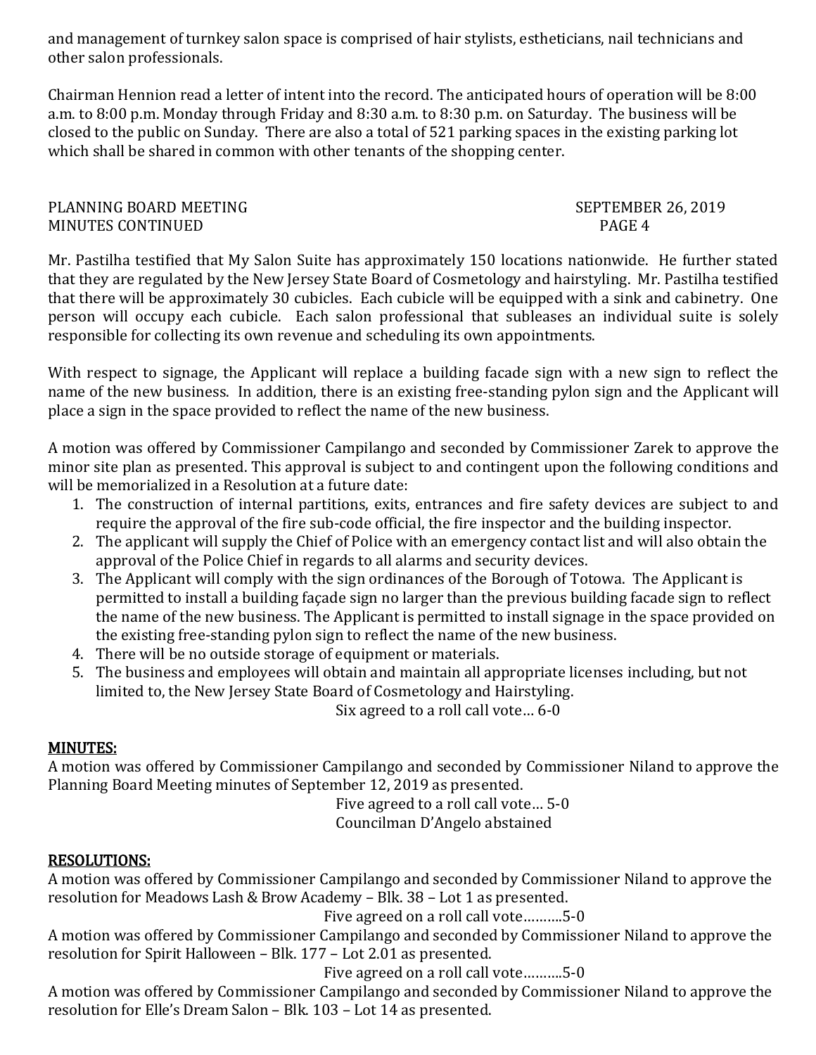and management of turnkey salon space is comprised of hair stylists, estheticians, nail technicians and other salon professionals.

Chairman Hennion read a letter of intent into the record. The anticipated hours of operation will be 8:00 a.m. to 8:00 p.m. Monday through Friday and 8:30 a.m. to 8:30 p.m. on Saturday. The business will be closed to the public on Sunday. There are also a total of 521 parking spaces in the existing parking lot which shall be shared in common with other tenants of the shopping center.

Mr. Pastilha testified that My Salon Suite has approximately 150 locations nationwide. He further stated that they are regulated by the New Jersey State Board of Cosmetology and hairstyling. Mr. Pastilha testified that there will be approximately 30 cubicles. Each cubicle will be equipped with a sink and cabinetry. One person will occupy each cubicle. Each salon professional that subleases an individual suite is solely responsible for collecting its own revenue and scheduling its own appointments.

With respect to signage, the Applicant will replace a building facade sign with a new sign to reflect the name of the new business. In addition, there is an existing free-standing pylon sign and the Applicant will place a sign in the space provided to reflect the name of the new business.

A motion was offered by Commissioner Campilango and seconded by Commissioner Zarek to approve the minor site plan as presented. This approval is subject to and contingent upon the following conditions and will be memorialized in a Resolution at a future date:

1. The construction of internal partitions, exits, entrances and fire safety devices are subject to and require the approval of the fire sub-code official, the fire inspector and the building inspector.
2. The applicant will supply the Chief of Police with an emergency contact list and will also obtain the approval of the Police Chief in regards to all alarms and security devices.
3. The Applicant will comply with the sign ordinances of the Borough of Totowa. The Applicant is permitted to install a building façade sign no larger than the previous building facade sign to reflect the name of the new business. The Applicant is permitted to install signage in the space provided on the existing free-standing pylon sign to reflect the name of the new business.
4. There will be no outside storage of equipment or materials.
5. The business and employees will obtain and maintain all appropriate licenses including, but not limited to, the New Jersey State Board of Cosmetology and Hairstyling.

Six agreed to a roll call vote… 6-0

## MINUTES:

A motion was offered by Commissioner Campilango and seconded by Commissioner Niland to approve the Planning Board Meeting minutes of September 12, 2019 as presented.

Five agreed to a roll call vote… 5-0
Councilman D'Angelo abstained

## RESOLUTIONS:

A motion was offered by Commissioner Campilango and seconded by Commissioner Niland to approve the resolution for Meadows Lash & Brow Academy – Blk. 38 – Lot 1 as presented.

Five agreed on a roll call vote……….5-0

A motion was offered by Commissioner Campilango and seconded by Commissioner Niland to approve the resolution for Spirit Halloween – Blk. 177 – Lot 2.01 as presented.

Five agreed on a roll call vote……….5-0

A motion was offered by Commissioner Campilango and seconded by Commissioner Niland to approve the resolution for Elle's Dream Salon – Blk. 103 – Lot 14 as presented.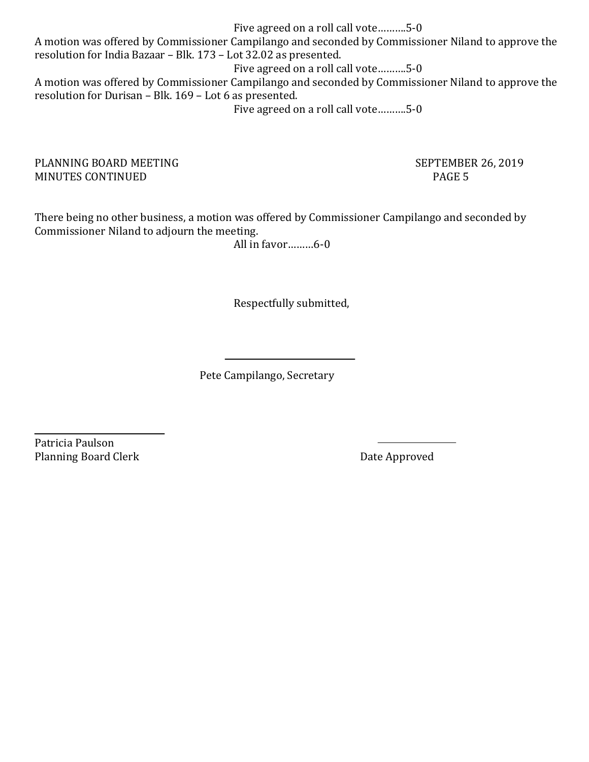Five agreed on a roll call vote……….5-0

A motion was offered by Commissioner Campilango and seconded by Commissioner Niland to approve the resolution for India Bazaar – Blk. 173 – Lot 32.02 as presented.

Five agreed on a roll call vote……….5-0

A motion was offered by Commissioner Campilango and seconded by Commissioner Niland to approve the resolution for Durisan – Blk. 169 – Lot 6 as presented.

Five agreed on a roll call vote……….5-0

There being no other business, a motion was offered by Commissioner Campilango and seconded by Commissioner Niland to adjourn the meeting.

All in favor………6-0

Respectfully submitted,

\_\_\_\_\_\_\_\_\_\_\_\_\_\_\_\_\_\_\_\_\_\_\_\_\_\_\_\_

Pete Campilango, Secretary

\_\_\_\_\_\_\_\_\_\_\_\_\_\_\_\_\_\_\_\_\_\_\_\_\_\_\_\_

Patricia Paulson
Planning Board Clerk

\_\_\_\_\_\_\_\_\_\_\_\_\_\_\_\_\_\_

Date Approved